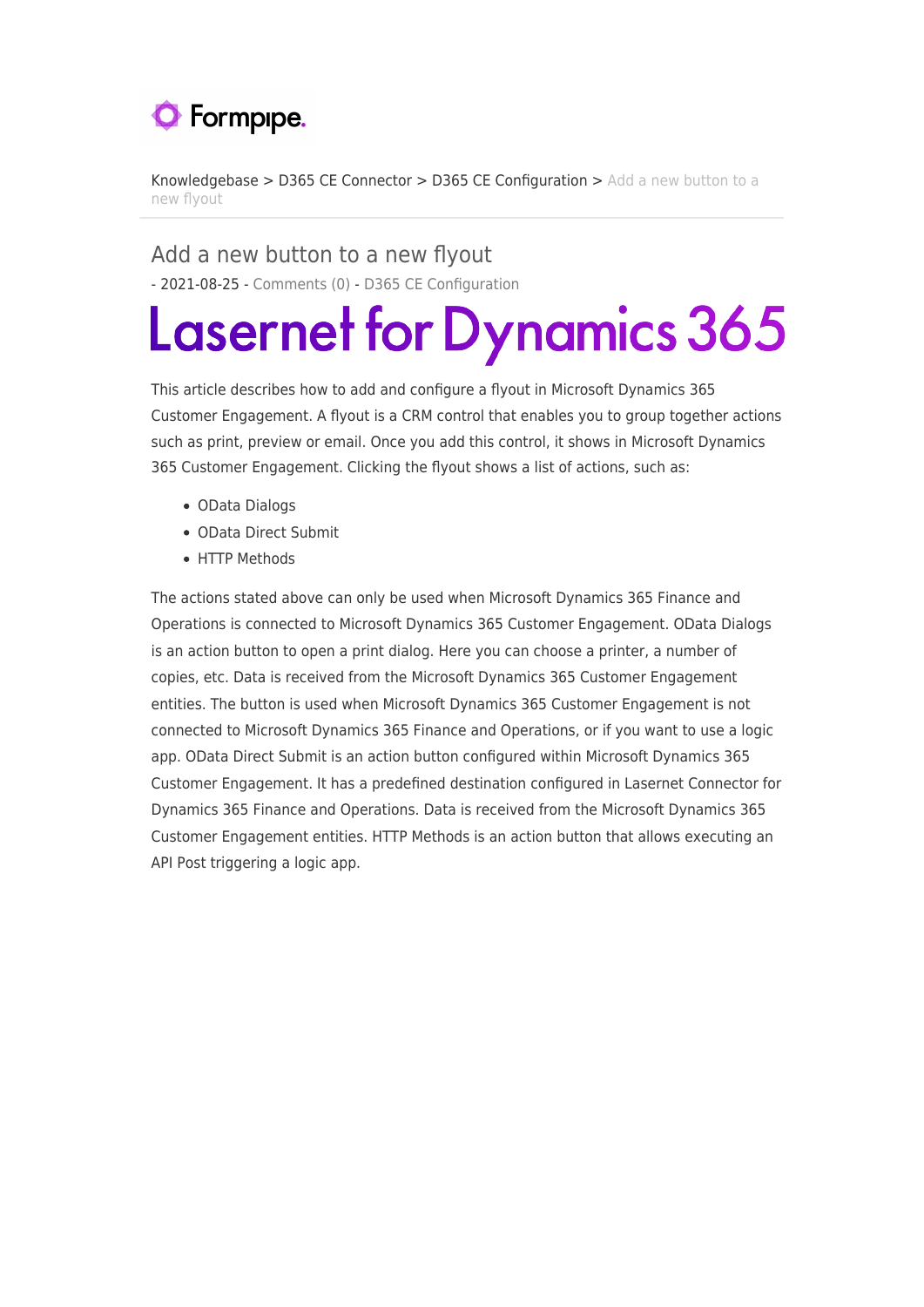Knowledgebase > D365 CE Connector > D365 CE Configuration > Add a new button to a new flyout

# Add a new button to a new flyout

- 2021-08-25 - Comments (0) - D365 CE Configuration

## Lasernet for Dynamics 365

This article describes how to add and configure a flyout in Microsoft Dynamics 365 Customer Engagement. A flyout is a CRM control that enables you to group together actions such as print, preview or email. Once you add this control, it shows in Microsoft Dynamics 365 Customer Engagement. Clicking the flyout shows a list of actions, such as:

- OData Dialogs
- OData Direct Submit
- HTTP Methods

The actions stated above can only be used when Microsoft Dynamics 365 Finance and Operations is connected to Microsoft Dynamics 365 Customer Engagement. OData Dialogs is an action button to open a print dialog. Here you can choose a printer, a number of copies, etc. Data is received from the Microsoft Dynamics 365 Customer Engagement entities. The button is used when Microsoft Dynamics 365 Customer Engagement is not connected to Microsoft Dynamics 365 Finance and Operations, or if you want to use a logic app. OData Direct Submit is an action button configured within Microsoft Dynamics 365 Customer Engagement. It has a predefined destination configured in Lasernet Connector for Dynamics 365 Finance and Operations. Data is received from the Microsoft Dynamics 365 Customer Engagement entities. HTTP Methods is an action button that allows executing an API Post triggering a logic app.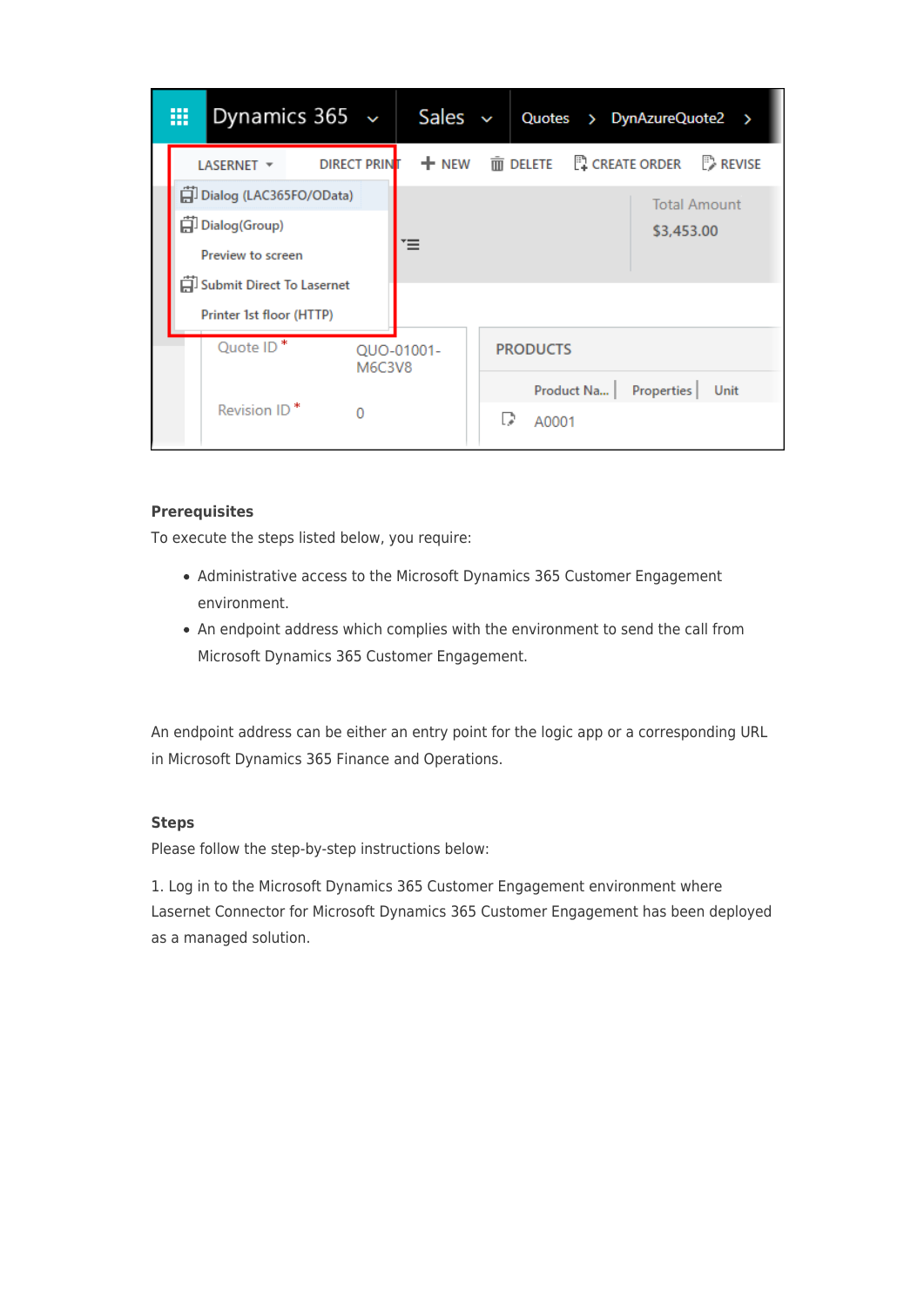**Prerequisites**

To execute the steps listed below, you require:

- Administrative access to the Microsoft Dynamics 365 Customer Engagement environment.
- An endpoint address which complies with the environment to send the call from Microsoft Dynamics 365 Customer Engagement.

An endpoint address can be either an entry point for the logic app or a corresponding URL in Microsoft Dynamics 365 Finance and Operations.

**Steps**

Please follow the step-by-step instructions below:

1. Log in to the Microsoft Dynamics 365 Customer Engagement environment where Lasernet Connector for Microsoft Dynamics 365 Customer Engagement has been deployed as a managed solution.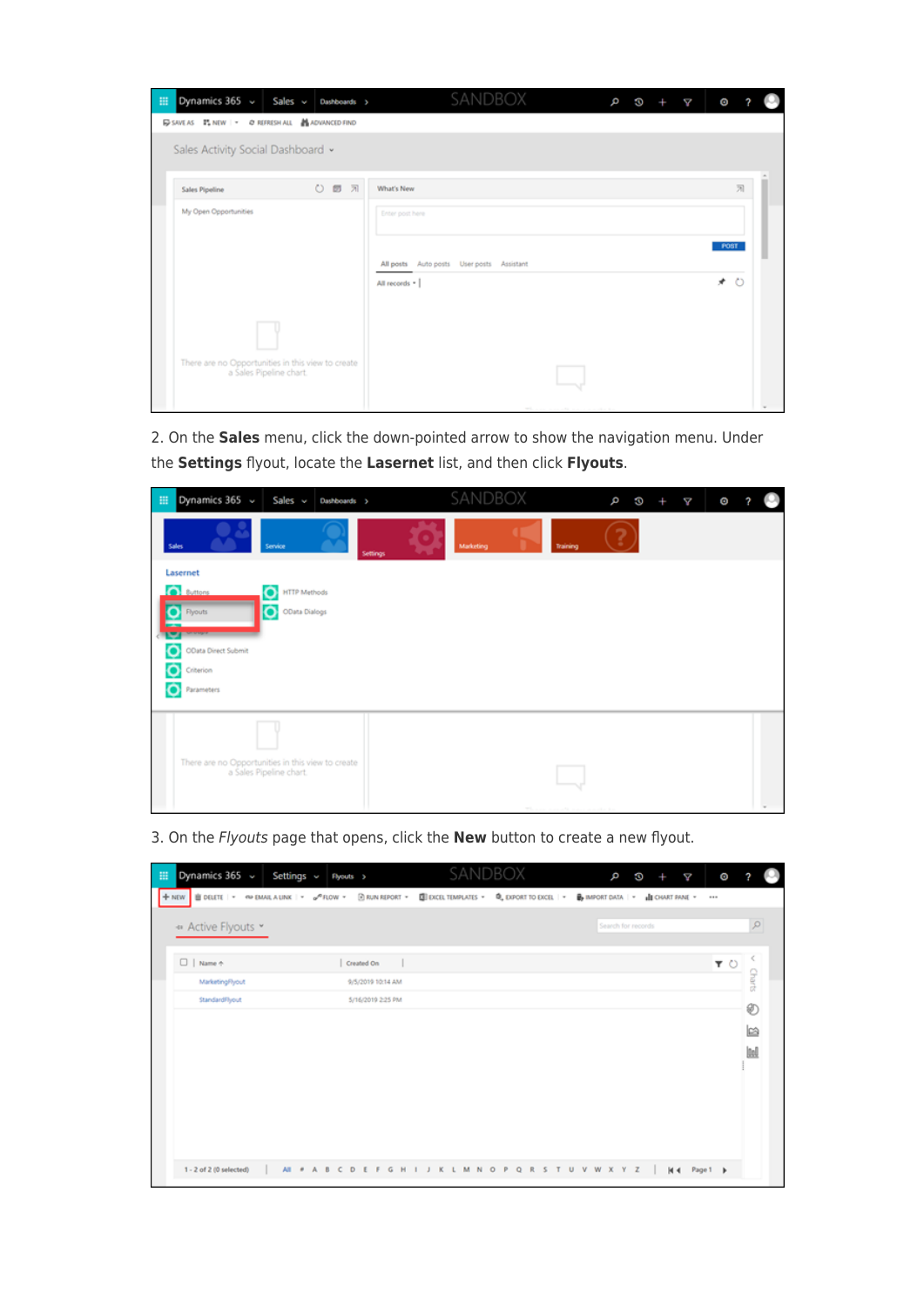2. On the **Sales** menu, click the down-pointed arrow to show the navigation menu. Under the **Settings** flyout, locate the **Lasernet** list, and then click **Flyouts**.

3. On the *Flyouts* page that opens, click the **New** button to create a new flyout.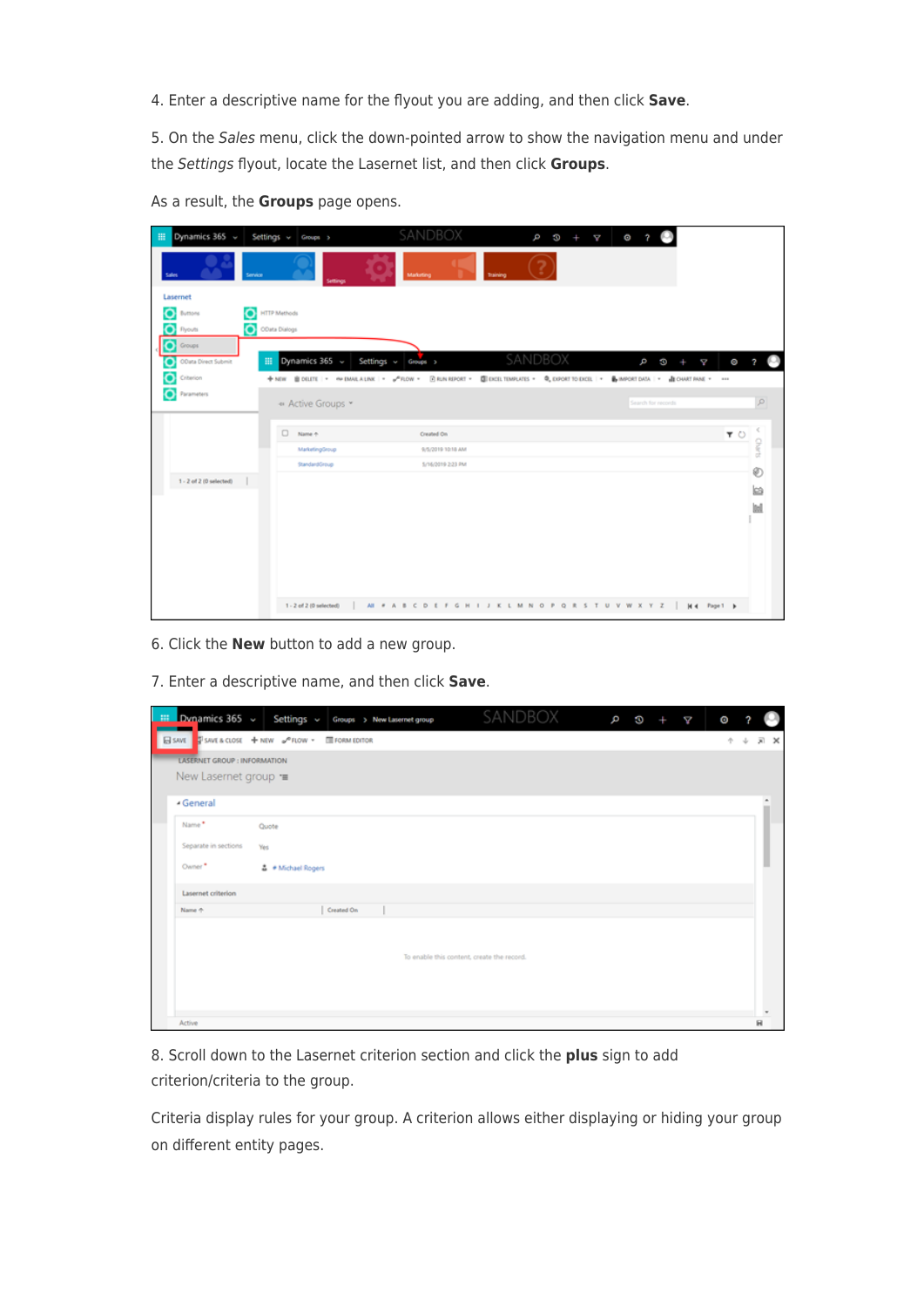4. Enter a descriptive name for the flyout you are adding, and then click **Save**.

5. On the *Sales* menu, click the down-pointed arrow to show the navigation menu and under the *Settings* flyout, locate the Lasernet list, and then click **Groups**.

As a result, the **Groups** page opens.

6. Click the **New** button to add a new group.

7. Enter a descriptive name, and then click **Save**.

8. Scroll down to the Lasernet criterion section and click the **plus** sign to add criterion/criteria to the group.

Criteria display rules for your group. A criterion allows either displaying or hiding your group on different entity pages.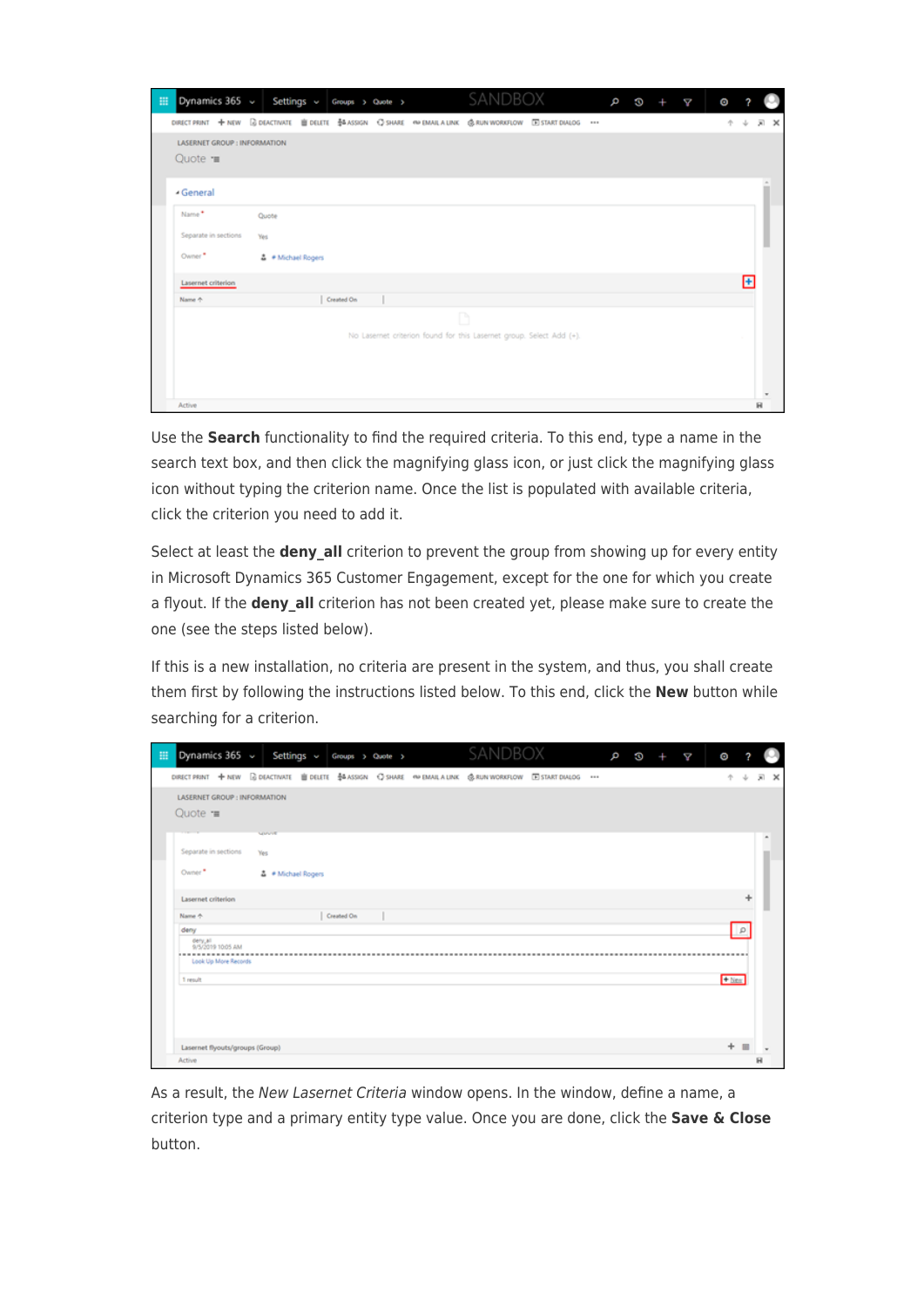Use the **Search** functionality to find the required criteria. To this end, type a name in the search text box, and then click the magnifying glass icon, or just click the magnifying glass icon without typing the criterion name. Once the list is populated with available criteria, click the criterion you need to add it.

Select at least the **deny_all** criterion to prevent the group from showing up for every entity in Microsoft Dynamics 365 Customer Engagement, except for the one for which you create a flyout. If the **deny_all** criterion has not been created yet, please make sure to create the one (see the steps listed below).

If this is a new installation, no criteria are present in the system, and thus, you shall create them first by following the instructions listed below. To this end, click the **New** button while searching for a criterion.

As a result, the *New Lasernet Criteria* window opens. In the window, define a name, a criterion type and a primary entity type value. Once you are done, click the **Save & Close** button.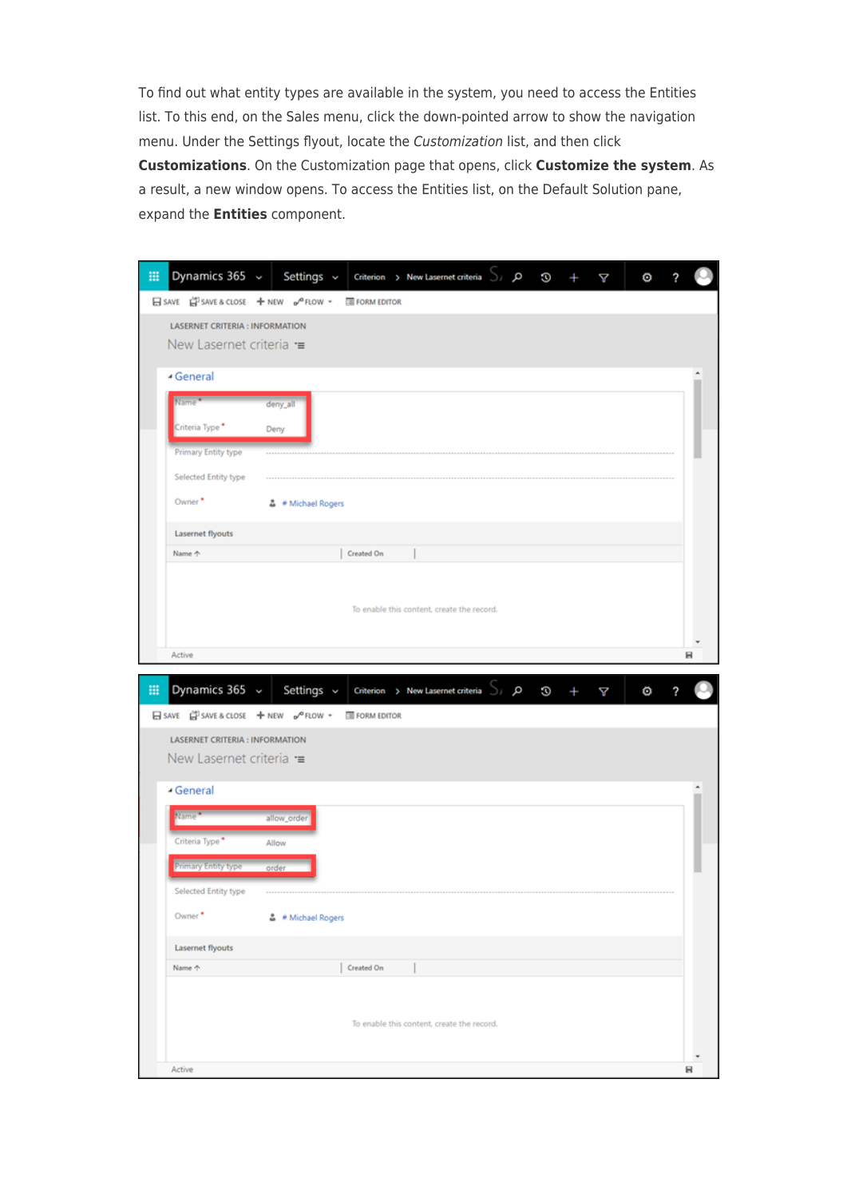To find out what entity types are available in the system, you need to access the Entities list. To this end, on the Sales menu, click the down-pointed arrow to show the navigation menu. Under the Settings flyout, locate the *Customization* list, and then click **Customizations**. On the Customization page that opens, click **Customize the system**. As a result, a new window opens. To access the Entities list, on the Default Solution pane, expand the **Entities** component.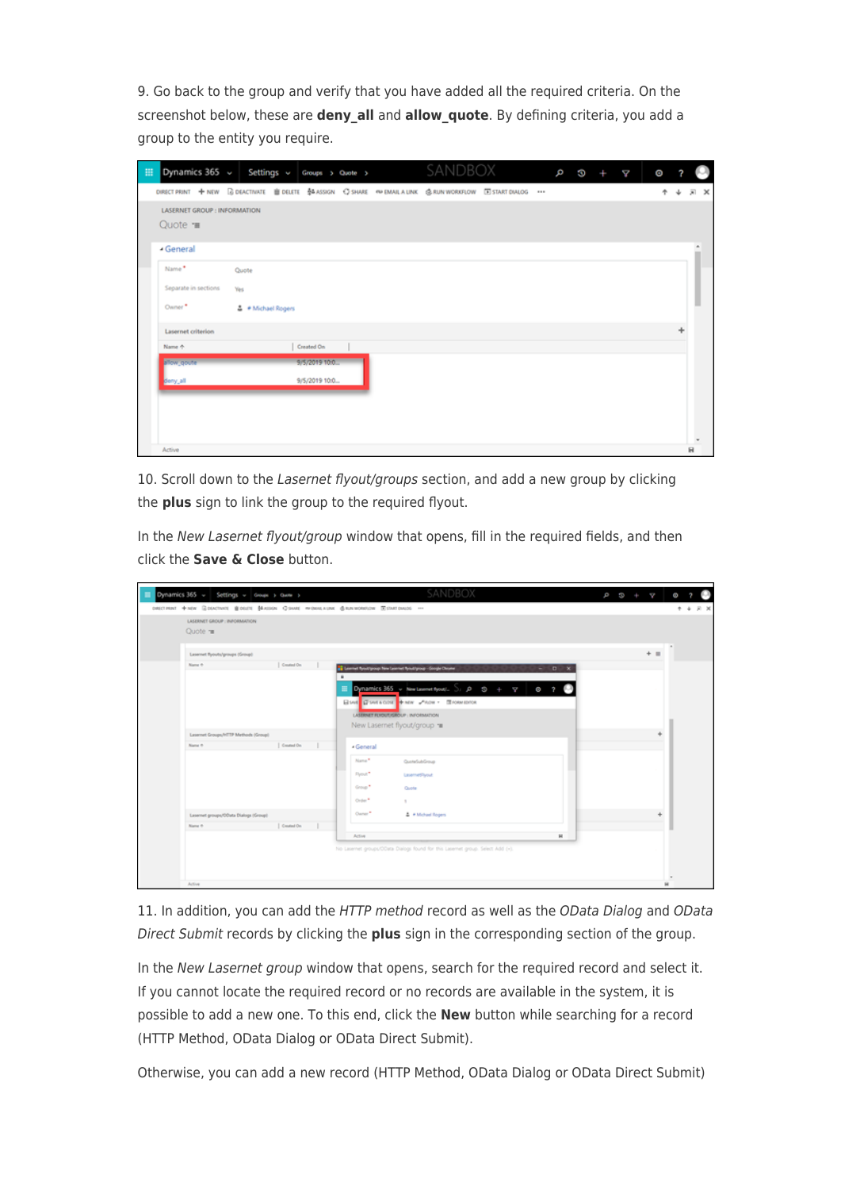9. Go back to the group and verify that you have added all the required criteria. On the screenshot below, these are **deny_all** and **allow_quote**. By defining criteria, you add a group to the entity you require.

10. Scroll down to the *Lasernet flyout/groups* section, and add a new group by clicking the **plus** sign to link the group to the required flyout.

In the *New Lasernet flyout/group* window that opens, fill in the required fields, and then click the **Save & Close** button.

11. In addition, you can add the *HTTP method* record as well as the *OData Dialog* and *OData Direct Submit* records by clicking the **plus** sign in the corresponding section of the group.

In the *New Lasernet group* window that opens, search for the required record and select it. If you cannot locate the required record or no records are available in the system, it is possible to add a new one. To this end, click the **New** button while searching for a record (HTTP Method, OData Dialog or OData Direct Submit).

Otherwise, you can add a new record (HTTP Method, OData Dialog or OData Direct Submit)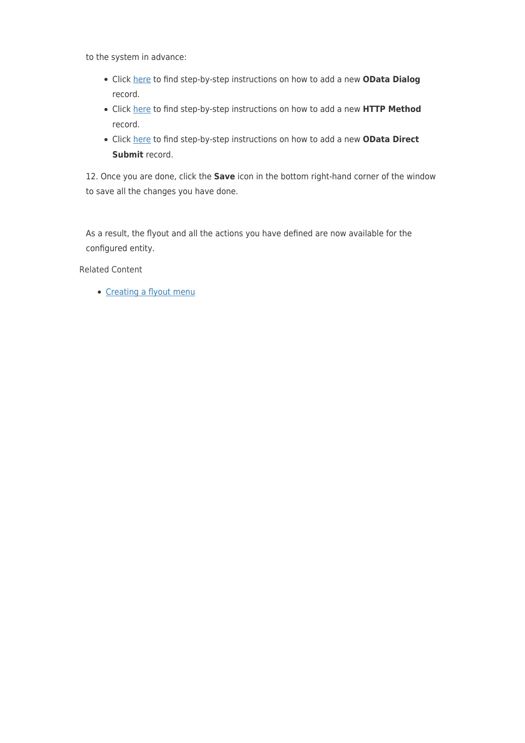to the system in advance:

- Click here to find step-by-step instructions on how to add a new **OData Dialog** record.
- Click here to find step-by-step instructions on how to add a new **HTTP Method** record.
- Click here to find step-by-step instructions on how to add a new **OData Direct Submit** record.

12. Once you are done, click the **Save** icon in the bottom right-hand corner of the window to save all the changes you have done.

As a result, the flyout and all the actions you have defined are now available for the configured entity.

Related Content

- Creating a flyout menu